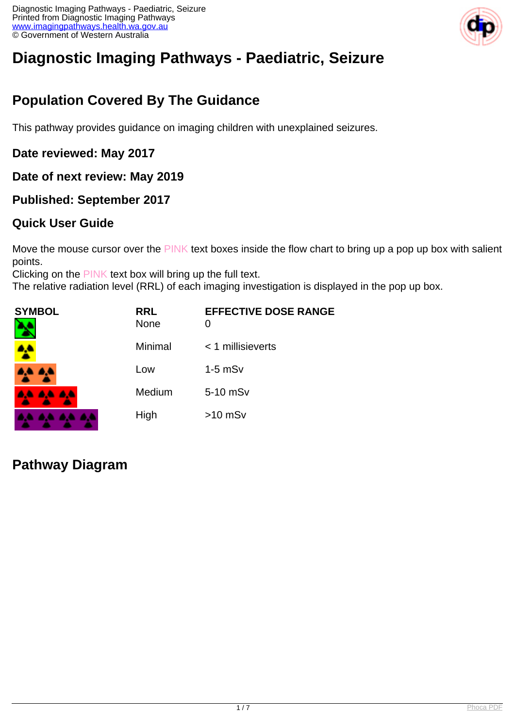# Diagnostic Imaging Pathways - Paediatric, Seizure

## Population Covered By The Guidance

This pathway provides guidance on imaging children with unexplained seizures.

### Date reviewed: May 2017

### Date of next review: May 2019

### Published: September 2017

### Quick User Guide

Move the mouse cursor over the PINK text boxes inside the flow chart to bring up a pop up box with salient points.
Clicking on the PINK text box will bring up the full text.
The relative radiation level (RRL) of each imaging investigation is displayed in the pop up box.

| SYMBOL | RRL | EFFECTIVE DOSE RANGE |
| --- | --- | --- |
| | None | 0 |
| | Minimal | < 1 millisieverts |
| | Low | 1-5 mSv |
| | Medium | 5-10 mSv |
| | High | >10 mSv |

## Pathway Diagram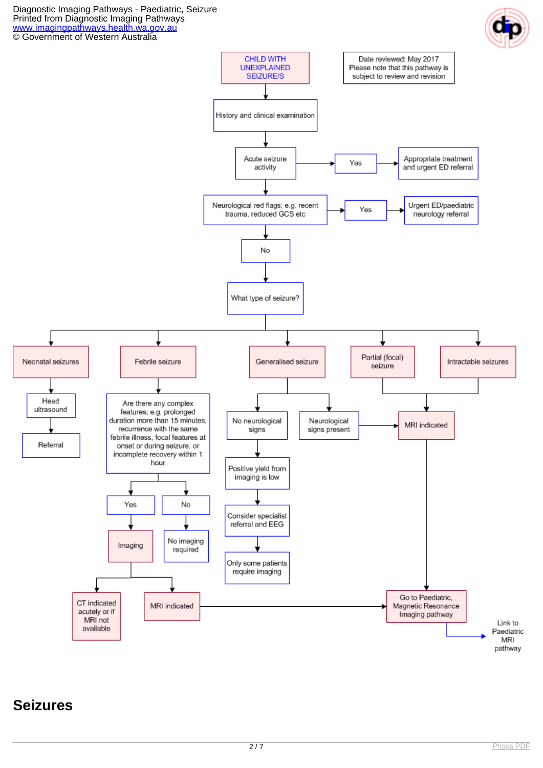CHILD WITH UNEXPLAINED SEIZURE/S

Date reviewed: May 2017
Please note that this pathway is subject to review and revision

History and clinical examination

Acute seizure activity → Yes → Appropriate treatment and urgent ED referral

Neurological red flags; e.g. recent trauma, reduced GCS etc → Yes → Urgent ED/paediatric neurology referral

No

What type of seizure?

- **Neonatal seizures**
  - Head ultrasound
  - Referral
- **Febrile seizure**
  - Are there any complex features; e.g. prolonged duration more than 15 minutes, recurrence with the same febrile illness, focal features at onset or during seizure, or incomplete recovery within 1 hour
    - Yes → Imaging
      - CT indicated acutely or if MRI not available
      - MRI indicated → Go to Paediatric, Magnetic Resonance Imaging pathway
    - No → No imaging required
- **Generalised seizure**
  - No neurological signs
    - Positive yield from imaging is low
    - Consider specialist referral and EEG
    - Only some patients require imaging
  - Neurological signs present → MRI indicated
- **Partial (focal) seizure** → MRI indicated
- **Intractable seizures** → MRI indicated

MRI indicated → Go to Paediatric, Magnetic Resonance Imaging pathway

Link to Paediatric MRI pathway

## Seizures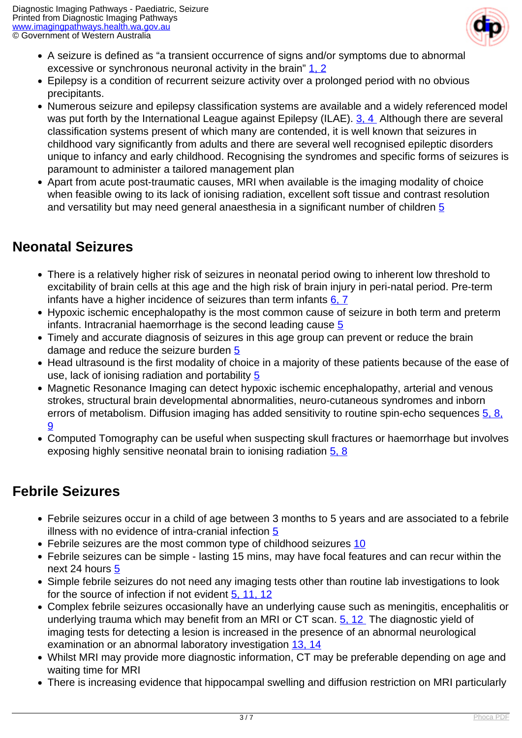- A seizure is defined as “a transient occurrence of signs and/or symptoms due to abnormal excessive or synchronous neuronal activity in the brain” 1, 2
- Epilepsy is a condition of recurrent seizure activity over a prolonged period with no obvious precipitants.
- Numerous seizure and epilepsy classification systems are available and a widely referenced model was put forth by the International League against Epilepsy (ILAE). 3, 4 Although there are several classification systems present of which many are contended, it is well known that seizures in childhood vary significantly from adults and there are several well recognised epileptic disorders unique to infancy and early childhood. Recognising the syndromes and specific forms of seizures is paramount to administer a tailored management plan
- Apart from acute post-traumatic causes, MRI when available is the imaging modality of choice when feasible owing to its lack of ionising radiation, excellent soft tissue and contrast resolution and versatility but may need general anaesthesia in a significant number of children 5

## Neonatal Seizures

- There is a relatively higher risk of seizures in neonatal period owing to inherent low threshold to excitability of brain cells at this age and the high risk of brain injury in peri-natal period. Pre-term infants have a higher incidence of seizures than term infants 6, 7
- Hypoxic ischemic encephalopathy is the most common cause of seizure in both term and preterm infants. Intracranial haemorrhage is the second leading cause 5
- Timely and accurate diagnosis of seizures in this age group can prevent or reduce the brain damage and reduce the seizure burden 5
- Head ultrasound is the first modality of choice in a majority of these patients because of the ease of use, lack of ionising radiation and portability 5
- Magnetic Resonance Imaging can detect hypoxic ischemic encephalopathy, arterial and venous strokes, structural brain developmental abnormalities, neuro-cutaneous syndromes and inborn errors of metabolism. Diffusion imaging has added sensitivity to routine spin-echo sequences 5, 8, 9
- Computed Tomography can be useful when suspecting skull fractures or haemorrhage but involves exposing highly sensitive neonatal brain to ionising radiation 5, 8

## Febrile Seizures

- Febrile seizures occur in a child of age between 3 months to 5 years and are associated to a febrile illness with no evidence of intra-cranial infection 5
- Febrile seizures are the most common type of childhood seizures 10
- Febrile seizures can be simple - lasting 15 mins, may have focal features and can recur within the next 24 hours 5
- Simple febrile seizures do not need any imaging tests other than routine lab investigations to look for the source of infection if not evident 5, 11, 12
- Complex febrile seizures occasionally have an underlying cause such as meningitis, encephalitis or underlying trauma which may benefit from an MRI or CT scan. 5, 12 The diagnostic yield of imaging tests for detecting a lesion is increased in the presence of an abnormal neurological examination or an abnormal laboratory investigation 13, 14
- Whilst MRI may provide more diagnostic information, CT may be preferable depending on age and waiting time for MRI
- There is increasing evidence that hippocampal swelling and diffusion restriction on MRI particularly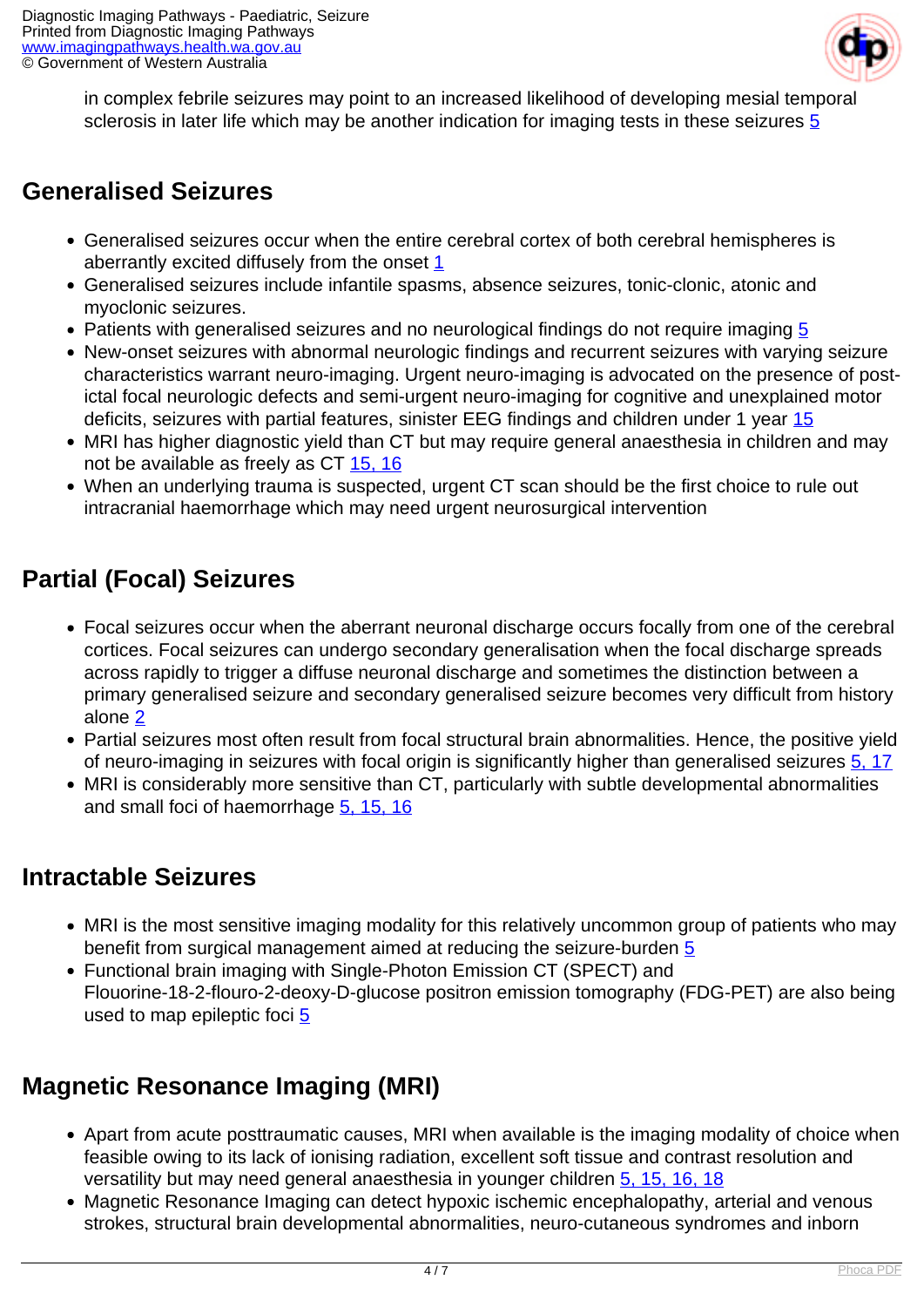in complex febrile seizures may point to an increased likelihood of developing mesial temporal sclerosis in later life which may be another indication for imaging tests in these seizures 5

## Generalised Seizures

- Generalised seizures occur when the entire cerebral cortex of both cerebral hemispheres is aberrantly excited diffusely from the onset 1
- Generalised seizures include infantile spasms, absence seizures, tonic-clonic, atonic and myoclonic seizures.
- Patients with generalised seizures and no neurological findings do not require imaging 5
- New-onset seizures with abnormal neurologic findings and recurrent seizures with varying seizure characteristics warrant neuro-imaging. Urgent neuro-imaging is advocated on the presence of post-ictal focal neurologic defects and semi-urgent neuro-imaging for cognitive and unexplained motor deficits, seizures with partial features, sinister EEG findings and children under 1 year 15
- MRI has higher diagnostic yield than CT but may require general anaesthesia in children and may not be available as freely as CT 15, 16
- When an underlying trauma is suspected, urgent CT scan should be the first choice to rule out intracranial haemorrhage which may need urgent neurosurgical intervention

## Partial (Focal) Seizures

- Focal seizures occur when the aberrant neuronal discharge occurs focally from one of the cerebral cortices. Focal seizures can undergo secondary generalisation when the focal discharge spreads across rapidly to trigger a diffuse neuronal discharge and sometimes the distinction between a primary generalised seizure and secondary generalised seizure becomes very difficult from history alone 2
- Partial seizures most often result from focal structural brain abnormalities. Hence, the positive yield of neuro-imaging in seizures with focal origin is significantly higher than generalised seizures 5, 17
- MRI is considerably more sensitive than CT, particularly with subtle developmental abnormalities and small foci of haemorrhage 5, 15, 16

## Intractable Seizures

- MRI is the most sensitive imaging modality for this relatively uncommon group of patients who may benefit from surgical management aimed at reducing the seizure-burden 5
- Functional brain imaging with Single-Photon Emission CT (SPECT) and Flouorine-18-2-flouro-2-deoxy-D-glucose positron emission tomography (FDG-PET) are also being used to map epileptic foci 5

## Magnetic Resonance Imaging (MRI)

- Apart from acute posttraumatic causes, MRI when available is the imaging modality of choice when feasible owing to its lack of ionising radiation, excellent soft tissue and contrast resolution and versatility but may need general anaesthesia in younger children 5, 15, 16, 18
- Magnetic Resonance Imaging can detect hypoxic ischemic encephalopathy, arterial and venous strokes, structural brain developmental abnormalities, neuro-cutaneous syndromes and inborn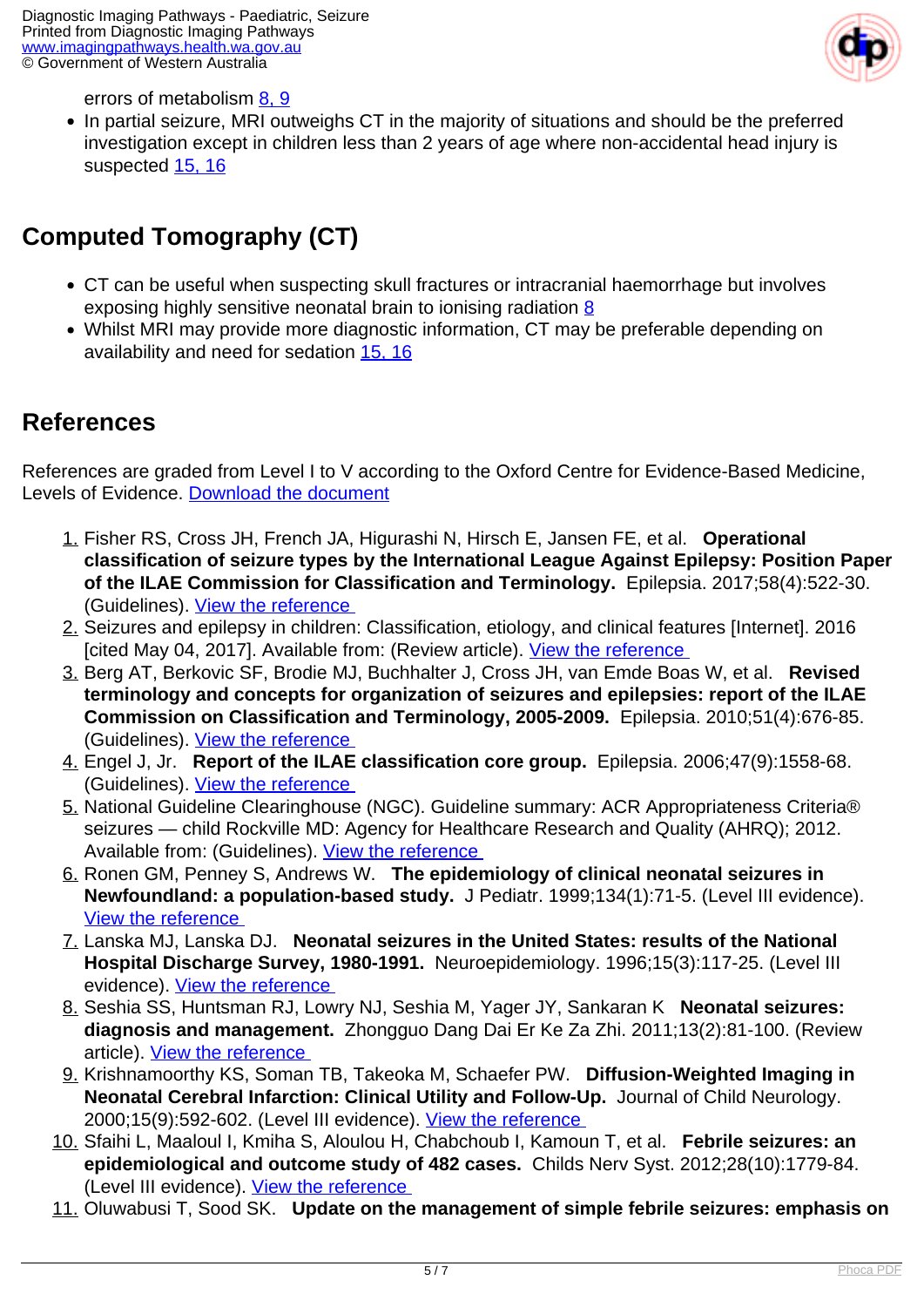errors of metabolism 8, 9

- In partial seizure, MRI outweighs CT in the majority of situations and should be the preferred investigation except in children less than 2 years of age where non-accidental head injury is suspected 15, 16

## Computed Tomography (CT)

- CT can be useful when suspecting skull fractures or intracranial haemorrhage but involves exposing highly sensitive neonatal brain to ionising radiation 8
- Whilst MRI may provide more diagnostic information, CT may be preferable depending on availability and need for sedation 15, 16

## References

References are graded from Level I to V according to the Oxford Centre for Evidence-Based Medicine, Levels of Evidence. Download the document

1. Fisher RS, Cross JH, French JA, Higurashi N, Hirsch E, Jansen FE, et al. **Operational classification of seizure types by the International League Against Epilepsy: Position Paper of the ILAE Commission for Classification and Terminology.** Epilepsia. 2017;58(4):522-30. (Guidelines). View the reference
2. Seizures and epilepsy in children: Classification, etiology, and clinical features [Internet]. 2016 [cited May 04, 2017]. Available from: (Review article). View the reference
3. Berg AT, Berkovic SF, Brodie MJ, Buchhalter J, Cross JH, van Emde Boas W, et al. **Revised terminology and concepts for organization of seizures and epilepsies: report of the ILAE Commission on Classification and Terminology, 2005-2009.** Epilepsia. 2010;51(4):676-85. (Guidelines). View the reference
4. Engel J, Jr. **Report of the ILAE classification core group.** Epilepsia. 2006;47(9):1558-68. (Guidelines). View the reference
5. National Guideline Clearinghouse (NGC). Guideline summary: ACR Appropriateness Criteria® seizures — child Rockville MD: Agency for Healthcare Research and Quality (AHRQ); 2012. Available from: (Guidelines). View the reference
6. Ronen GM, Penney S, Andrews W. **The epidemiology of clinical neonatal seizures in Newfoundland: a population-based study.** J Pediatr. 1999;134(1):71-5. (Level III evidence). View the reference
7. Lanska MJ, Lanska DJ. **Neonatal seizures in the United States: results of the National Hospital Discharge Survey, 1980-1991.** Neuroepidemiology. 1996;15(3):117-25. (Level III evidence). View the reference
8. Seshia SS, Huntsman RJ, Lowry NJ, Seshia M, Yager JY, Sankaran K **Neonatal seizures: diagnosis and management.** Zhongguo Dang Dai Er Ke Za Zhi. 2011;13(2):81-100. (Review article). View the reference
9. Krishnamoorthy KS, Soman TB, Takeoka M, Schaefer PW. **Diffusion-Weighted Imaging in Neonatal Cerebral Infarction: Clinical Utility and Follow-Up.** Journal of Child Neurology. 2000;15(9):592-602. (Level III evidence). View the reference
10. Sfaihi L, Maaloul I, Kmiha S, Aloulou H, Chabchoub I, Kamoun T, et al. **Febrile seizures: an epidemiological and outcome study of 482 cases.** Childs Nerv Syst. 2012;28(10):1779-84. (Level III evidence). View the reference
11. Oluwabusi T, Sood SK. **Update on the management of simple febrile seizures: emphasis on**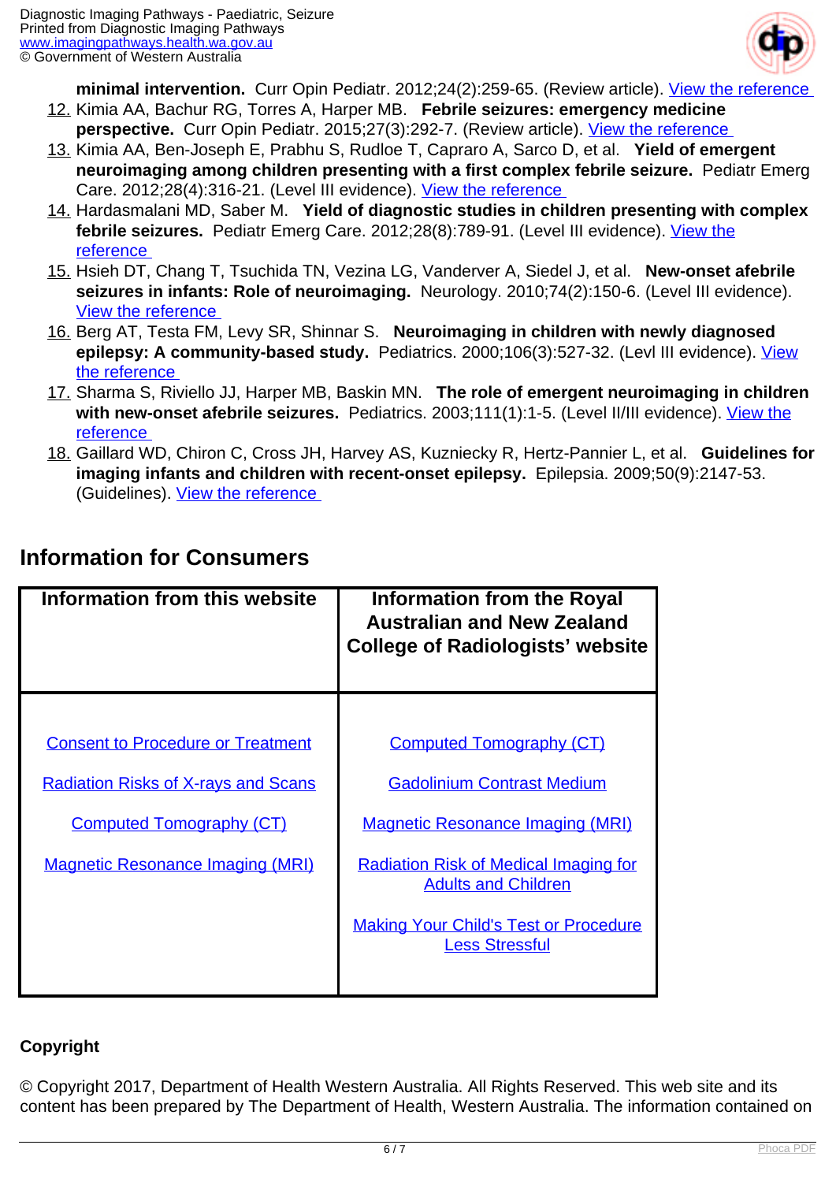**minimal intervention.** Curr Opin Pediatr. 2012;24(2):259-65. (Review article). View the reference

12. Kimia AA, Bachur RG, Torres A, Harper MB. **Febrile seizures: emergency medicine perspective.** Curr Opin Pediatr. 2015;27(3):292-7. (Review article). View the reference
13. Kimia AA, Ben-Joseph E, Prabhu S, Rudloe T, Capraro A, Sarco D, et al. **Yield of emergent neuroimaging among children presenting with a first complex febrile seizure.** Pediatr Emerg Care. 2012;28(4):316-21. (Level III evidence). View the reference
14. Hardasmalani MD, Saber M. **Yield of diagnostic studies in children presenting with complex febrile seizures.** Pediatr Emerg Care. 2012;28(8):789-91. (Level III evidence). View the reference
15. Hsieh DT, Chang T, Tsuchida TN, Vezina LG, Vanderver A, Siedel J, et al. **New-onset afebrile seizures in infants: Role of neuroimaging.** Neurology. 2010;74(2):150-6. (Level III evidence). View the reference
16. Berg AT, Testa FM, Levy SR, Shinnar S. **Neuroimaging in children with newly diagnosed epilepsy: A community-based study.** Pediatrics. 2000;106(3):527-32. (Levl III evidence). View the reference
17. Sharma S, Riviello JJ, Harper MB, Baskin MN. **The role of emergent neuroimaging in children with new-onset afebrile seizures.** Pediatrics. 2003;111(1):1-5. (Level II/III evidence). View the reference
18. Gaillard WD, Chiron C, Cross JH, Harvey AS, Kuzniecky R, Hertz-Pannier L, et al. **Guidelines for imaging infants and children with recent-onset epilepsy.** Epilepsia. 2009;50(9):2147-53. (Guidelines). View the reference

## Information for Consumers

| Information from this website | Information from the Royal Australian and New Zealand College of Radiologists' website |
|---|---|
| Consent to Procedure or Treatment<br><br>Radiation Risks of X-rays and Scans<br><br>Computed Tomography (CT)<br><br>Magnetic Resonance Imaging (MRI) | Computed Tomography (CT)<br><br>Gadolinium Contrast Medium<br><br>Magnetic Resonance Imaging (MRI)<br><br>Radiation Risk of Medical Imaging for Adults and Children<br><br>Making Your Child's Test or Procedure Less Stressful |

**Copyright**

© Copyright 2017, Department of Health Western Australia. All Rights Reserved. This web site and its content has been prepared by The Department of Health, Western Australia. The information contained on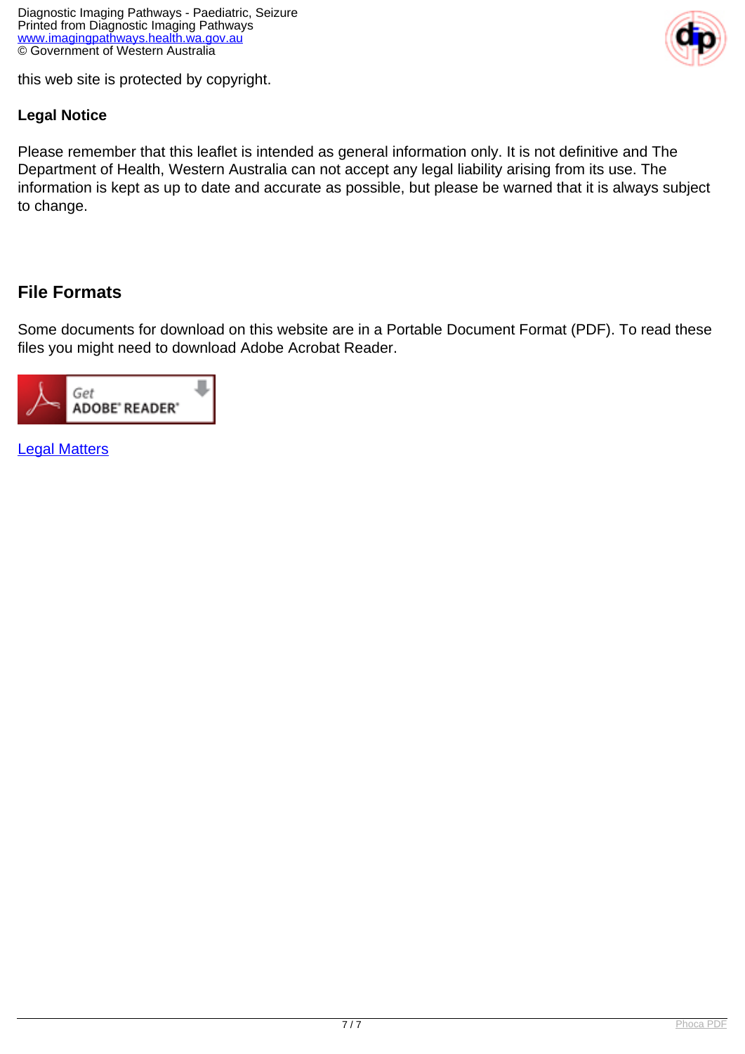this web site is protected by copyright.

**Legal Notice**

Please remember that this leaflet is intended as general information only. It is not definitive and The Department of Health, Western Australia can not accept any legal liability arising from its use. The information is kept as up to date and accurate as possible, but please be warned that it is always subject to change.

## File Formats

Some documents for download on this website are in a Portable Document Format (PDF). To read these files you might need to download Adobe Acrobat Reader.

Get ADOBE® READER®

Legal Matters